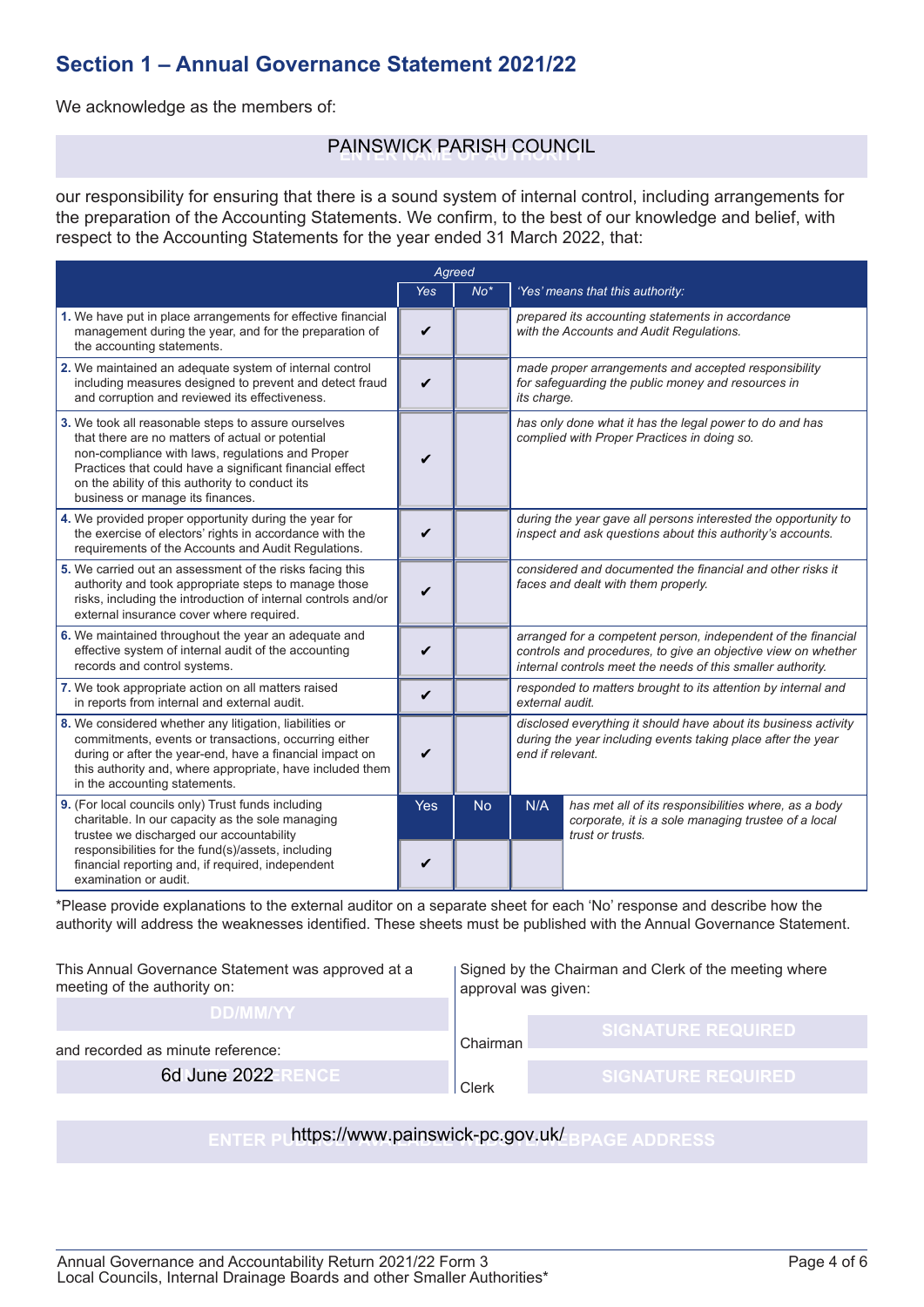# Section 1 – Annual Governance Statement 2021/22

We acknowledge as the members of:

PAINSWICK PARISH COUNCIL

our responsibility for ensuring that there is a sound system of internal control, including arrangements for the preparation of the Accounting Statements. We confirm, to the best of our knowledge and belief, with respect to the Accounting Statements for the year ended 31 March 2022, that:

| | *Agreed* | | |
|---|---|---|---|
| | *Yes* | *No** | *'Yes' means that this authority:* |
| **1.** We have put in place arrangements for effective financial management during the year, and for the preparation of the accounting statements. | ✔ | | *prepared its accounting statements in accordance with the Accounts and Audit Regulations.* |
| **2.** We maintained an adequate system of internal control including measures designed to prevent and detect fraud and corruption and reviewed its effectiveness. | ✔ | | *made proper arrangements and accepted responsibility for safeguarding the public money and resources in its charge.* |
| **3.** We took all reasonable steps to assure ourselves that there are no matters of actual or potential non-compliance with laws, regulations and Proper Practices that could have a significant financial effect on the ability of this authority to conduct its business or manage its finances. | ✔ | | *has only done what it has the legal power to do and has complied with Proper Practices in doing so.* |
| **4.** We provided proper opportunity during the year for the exercise of electors' rights in accordance with the requirements of the Accounts and Audit Regulations. | ✔ | | *during the year gave all persons interested the opportunity to inspect and ask questions about this authority's accounts.* |
| **5.** We carried out an assessment of the risks facing this authority and took appropriate steps to manage those risks, including the introduction of internal controls and/or external insurance cover where required. | ✔ | | *considered and documented the financial and other risks it faces and dealt with them properly.* |
| **6.** We maintained throughout the year an adequate and effective system of internal audit of the accounting records and control systems. | ✔ | | *arranged for a competent person, independent of the financial controls and procedures, to give an objective view on whether internal controls meet the needs of this smaller authority.* |
| **7.** We took appropriate action on all matters raised in reports from internal and external audit. | ✔ | | *responded to matters brought to its attention by internal and external audit.* |
| **8.** We considered whether any litigation, liabilities or commitments, events or transactions, occurring either during or after the year-end, have a financial impact on this authority and, where appropriate, have included them in the accounting statements. | ✔ | | *disclosed everything it should have about its business activity during the year including events taking place after the year end if relevant.* |

| **9.** (For local councils only) Trust funds including charitable. In our capacity as the sole managing trustee we discharged our accountability responsibilities for the fund(s)/assets, including financial reporting and, if required, independent examination or audit. | Yes | No | N/A | *has met all of its responsibilities where, as a body corporate, it is a sole managing trustee of a local trust or trusts.* |
|---|---|---|---|---|
| | ✔ | | | |

*Please provide explanations to the external auditor on a separate sheet for each 'No' response and describe how the authority will address the weaknesses identified. These sheets must be published with the Annual Governance Statement.

This Annual Governance Statement was approved at a meeting of the authority on:

DD/MM/YY

and recorded as minute reference:

6d June 2022

Signed by the Chairman and Clerk of the meeting where approval was given:

Chairman: SIGNATURE REQUIRED

Clerk: SIGNATURE REQUIRED

https://www.painswick-pc.gov.uk/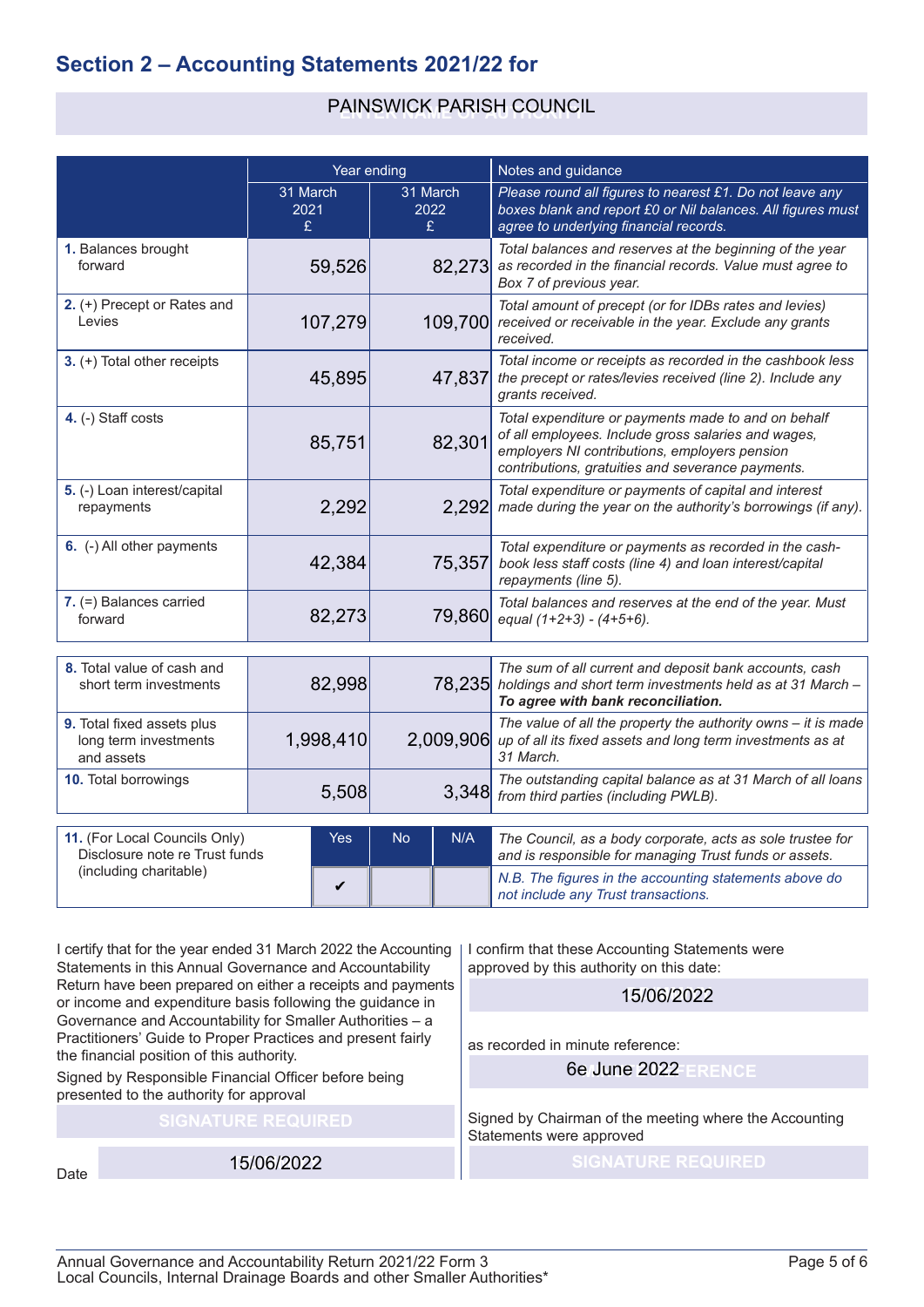## Section 2 – Accounting Statements 2021/22 for

PAINSWICK PARISH COUNCIL

| | Year ending | | Notes and guidance |
|---|---|---|---|
| | 31 March 2021 £ | 31 March 2022 £ | *Please round all figures to nearest £1. Do not leave any boxes blank and report £0 or Nil balances. All figures must agree to underlying financial records.* |
| **1.** Balances brought forward | 59,526 | 82,273 | *Total balances and reserves at the beginning of the year as recorded in the financial records. Value must agree to Box 7 of previous year.* |
| **2.** (+) Precept or Rates and Levies | 107,279 | 109,700 | *Total amount of precept (or for IDBs rates and levies) received or receivable in the year. Exclude any grants received.* |
| **3.** (+) Total other receipts | 45,895 | 47,837 | *Total income or receipts as recorded in the cashbook less the precept or rates/levies received (line 2). Include any grants received.* |
| **4.** (-) Staff costs | 85,751 | 82,301 | *Total expenditure or payments made to and on behalf of all employees. Include gross salaries and wages, employers NI contributions, employers pension contributions, gratuities and severance payments.* |
| **5.** (-) Loan interest/capital repayments | 2,292 | 2,292 | *Total expenditure or payments of capital and interest made during the year on the authority's borrowings (if any).* |
| **6.** (-) All other payments | 42,384 | 75,357 | *Total expenditure or payments as recorded in the cash-book less staff costs (line 4) and loan interest/capital repayments (line 5).* |
| **7.** (=) Balances carried forward | 82,273 | 79,860 | *Total balances and reserves at the end of the year. Must equal (1+2+3) - (4+5+6).* |
| **8.** Total value of cash and short term investments | 82,998 | 78,235 | *The sum of all current and deposit bank accounts, cash holdings and short term investments held as at 31 March – **To agree with bank reconciliation.*** |
| **9.** Total fixed assets plus long term investments and assets | 1,998,410 | 2,009,906 | *The value of all the property the authority owns – it is made up of all its fixed assets and long term investments as at 31 March.* |
| **10.** Total borrowings | 5,508 | 3,348 | *The outstanding capital balance as at 31 March of all loans from third parties (including PWLB).* |

| | Yes | No | N/A | |
|---|---|---|---|---|
| **11.** (For Local Councils Only) Disclosure note re Trust funds (including charitable) | ✔ | | | *The Council, as a body corporate, acts as sole trustee for and is responsible for managing Trust funds or assets.* *N.B. The figures in the accounting statements above do not include any Trust transactions.* |

I certify that for the year ended 31 March 2022 the Accounting Statements in this Annual Governance and Accountability Return have been prepared on either a receipts and payments or income and expenditure basis following the guidance in Governance and Accountability for Smaller Authorities – a Practitioners' Guide to Proper Practices and present fairly the financial position of this authority.

Signed by Responsible Financial Officer before being presented to the authority for approval

SIGNATURE REQUIRED

Date 15/06/2022

I confirm that these Accounting Statements were approved by this authority on this date:

15/06/2022

as recorded in minute reference:

6e June 2022

Signed by Chairman of the meeting where the Accounting Statements were approved

SIGNATURE REQUIRED